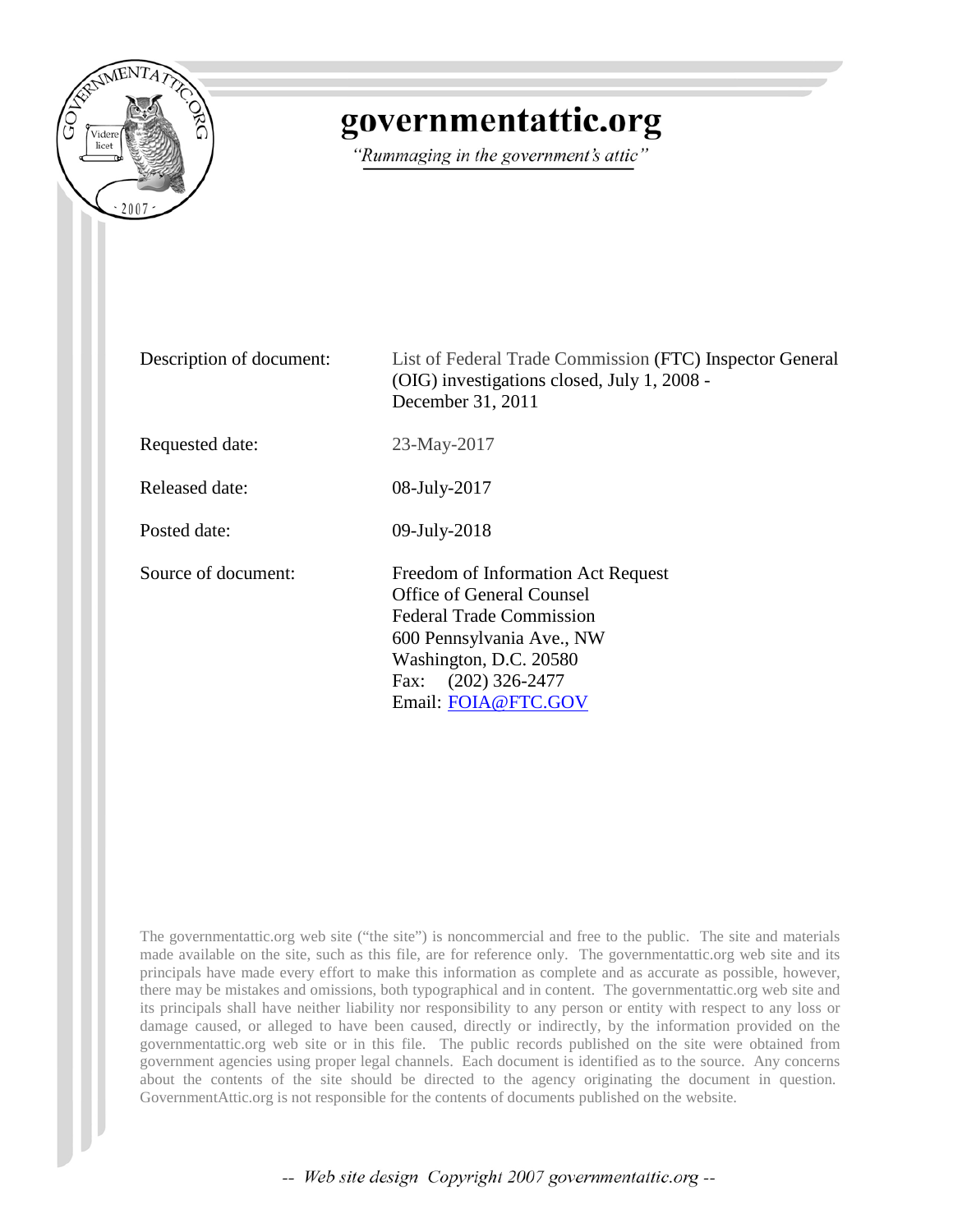# governmentattic.org

*"Rummaging in the government's attic"*

| | |
|---|---|
| Description of document: | List of Federal Trade Commission (FTC) Inspector General (OIG) investigations closed, July 1, 2008 - December 31, 2011 |
| Requested date: | 23-May-2017 |
| Released date: | 08-July-2017 |
| Posted date: | 09-July-2018 |
| Source of document: | Freedom of Information Act Request<br>Office of General Counsel<br>Federal Trade Commission<br>600 Pennsylvania Ave., NW<br>Washington, D.C. 20580<br>Fax: (202) 326-2477<br>Email: FOIA@FTC.GOV |

The governmentattic.org web site ("the site") is noncommercial and free to the public. The site and materials made available on the site, such as this file, are for reference only. The governmentattic.org web site and its principals have made every effort to make this information as complete and as accurate as possible, however, there may be mistakes and omissions, both typographical and in content. The governmentattic.org web site and its principals shall have neither liability nor responsibility to any person or entity with respect to any loss or damage caused, or alleged to have been caused, directly or indirectly, by the information provided on the governmentattic.org web site or in this file. The public records published on the site were obtained from government agencies using proper legal channels. Each document is identified as to the source. Any concerns about the contents of the site should be directed to the agency originating the document in question. GovernmentAttic.org is not responsible for the contents of documents published on the website.

*-- Web site design Copyright 2007 governmentattic.org --*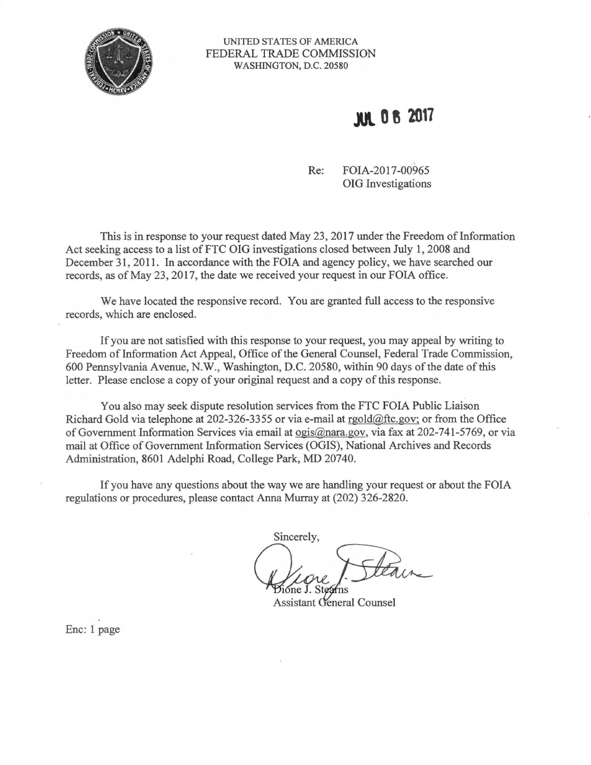UNITED STATES OF AMERICA
FEDERAL TRADE COMMISSION
WASHINGTON, D.C. 20580

JUL 06 2017

Re: FOIA-2017-00965
OIG Investigations

This is in response to your request dated May 23, 2017 under the Freedom of Information Act seeking access to a list of FTC OIG investigations closed between July 1, 2008 and December 31, 2011. In accordance with the FOIA and agency policy, we have searched our records, as of May 23, 2017, the date we received your request in our FOIA office.

We have located the responsive record. You are granted full access to the responsive records, which are enclosed.

If you are not satisfied with this response to your request, you may appeal by writing to Freedom of Information Act Appeal, Office of the General Counsel, Federal Trade Commission, 600 Pennsylvania Avenue, N.W., Washington, D.C. 20580, within 90 days of the date of this letter. Please enclose a copy of your original request and a copy of this response.

You also may seek dispute resolution services from the FTC FOIA Public Liaison Richard Gold via telephone at 202-326-3355 or via e-mail at rgold@ftc.gov; or from the Office of Government Information Services via email at ogis@nara.gov, via fax at 202-741-5769, or via mail at Office of Government Information Services (OGIS), National Archives and Records Administration, 8601 Adelphi Road, College Park, MD 20740.

If you have any questions about the way we are handling your request or about the FOIA regulations or procedures, please contact Anna Murray at (202) 326-2820.

Sincerely,

Dione J. Stearns
Assistant General Counsel

Enc: 1 page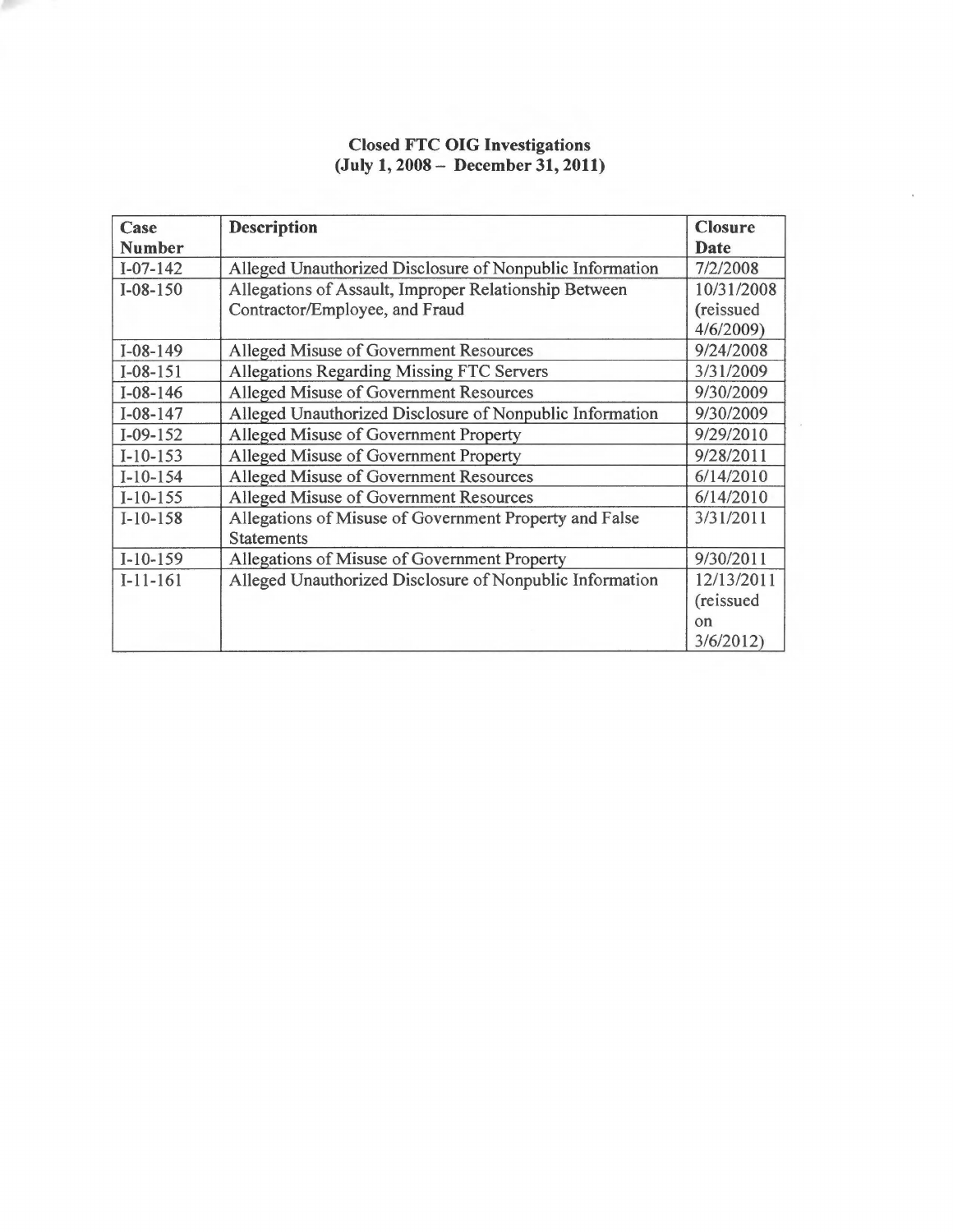**Closed FTC OIG Investigations**
**(July 1, 2008 – December 31, 2011)**

| Case Number | Description | Closure Date |
|---|---|---|
| I-07-142 | Alleged Unauthorized Disclosure of Nonpublic Information | 7/2/2008 |
| I-08-150 | Allegations of Assault, Improper Relationship Between Contractor/Employee, and Fraud | 10/31/2008 (reissued 4/6/2009) |
| I-08-149 | Alleged Misuse of Government Resources | 9/24/2008 |
| I-08-151 | Allegations Regarding Missing FTC Servers | 3/31/2009 |
| I-08-146 | Alleged Misuse of Government Resources | 9/30/2009 |
| I-08-147 | Alleged Unauthorized Disclosure of Nonpublic Information | 9/30/2009 |
| I-09-152 | Alleged Misuse of Government Property | 9/29/2010 |
| I-10-153 | Alleged Misuse of Government Property | 9/28/2011 |
| I-10-154 | Alleged Misuse of Government Resources | 6/14/2010 |
| I-10-155 | Alleged Misuse of Government Resources | 6/14/2010 |
| I-10-158 | Allegations of Misuse of Government Property and False Statements | 3/31/2011 |
| I-10-159 | Allegations of Misuse of Government Property | 9/30/2011 |
| I-11-161 | Alleged Unauthorized Disclosure of Nonpublic Information | 12/13/2011 (reissued on 3/6/2012) |